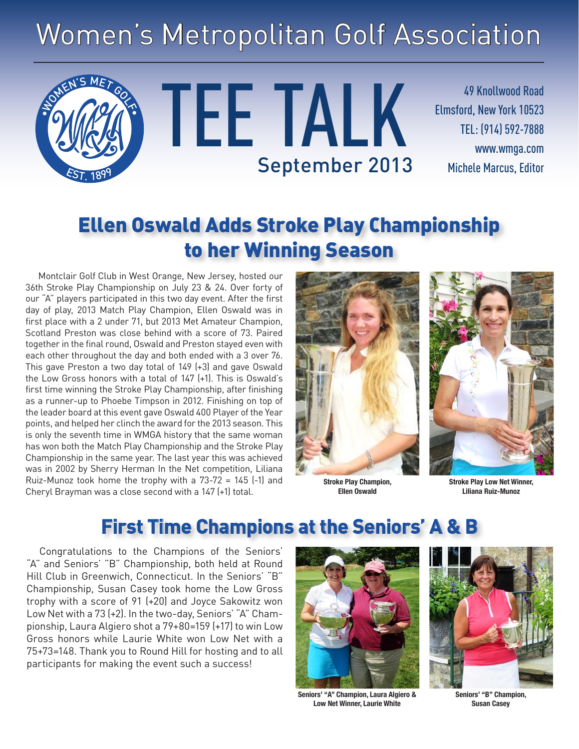# Women's Metropolitan Golf Association

# TEE TALK

September 2013

49 Knollwood Road
Elmsford, New York 10523
TEL: (914) 592-7888
www.wmga.com
Michele Marcus, Editor

## Ellen Oswald Adds Stroke Play Championship to her Winning Season

Montclair Golf Club in West Orange, New Jersey, hosted our 36th Stroke Play Championship on July 23 & 24. Over forty of our "A" players participated in this two day event. After the first day of play, 2013 Match Play Champion, Ellen Oswald was in first place with a 2 under 71, but 2013 Met Amateur Champion, Scotland Preston was close behind with a score of 73. Paired together in the final round, Oswald and Preston stayed even with each other throughout the day and both ended with a 3 over 76. This gave Preston a two day total of 149 (+3) and gave Oswald the Low Gross honors with a total of 147 (+1). This is Oswald's first time winning the Stroke Play Championship, after finishing as a runner-up to Phoebe Timpson in 2012. Finishing on top of the leader board at this event gave Oswald 400 Player of the Year points, and helped her clinch the award for the 2013 season. This is only the seventh time in WMGA history that the same woman has won both the Match Play Championship and the Stroke Play Championship in the same year. The last year this was achieved was in 2002 by Sherry Herman In the Net competition, Liliana Ruiz-Munoz took home the trophy with a 73-72 = 145 (-1) and Cheryl Brayman was a close second with a 147 (+1) total.

**Stroke Play Champion, Ellen Oswald**

**Stroke Play Low Net Winner, Liliana Ruiz-Munoz**

## First Time Champions at the Seniors' A & B

Congratulations to the Champions of the Seniors' "A" and Seniors' "B" Championship, both held at Round Hill Club in Greenwich, Connecticut. In the Seniors' "B" Championship, Susan Casey took home the Low Gross trophy with a score of 91 (+20) and Joyce Sakowitz won Low Net with a 73 (+2). In the two-day, Seniors' "A" Championship, Laura Algiero shot a 79+80=159 (+17) to win Low Gross honors while Laurie White won Low Net with a 75+73=148. Thank you to Round Hill for hosting and to all participants for making the event such a success!

**Seniors' "A" Champion, Laura Algiero & Low Net Winner, Laurie White**

**Seniors' "B" Champion, Susan Casey**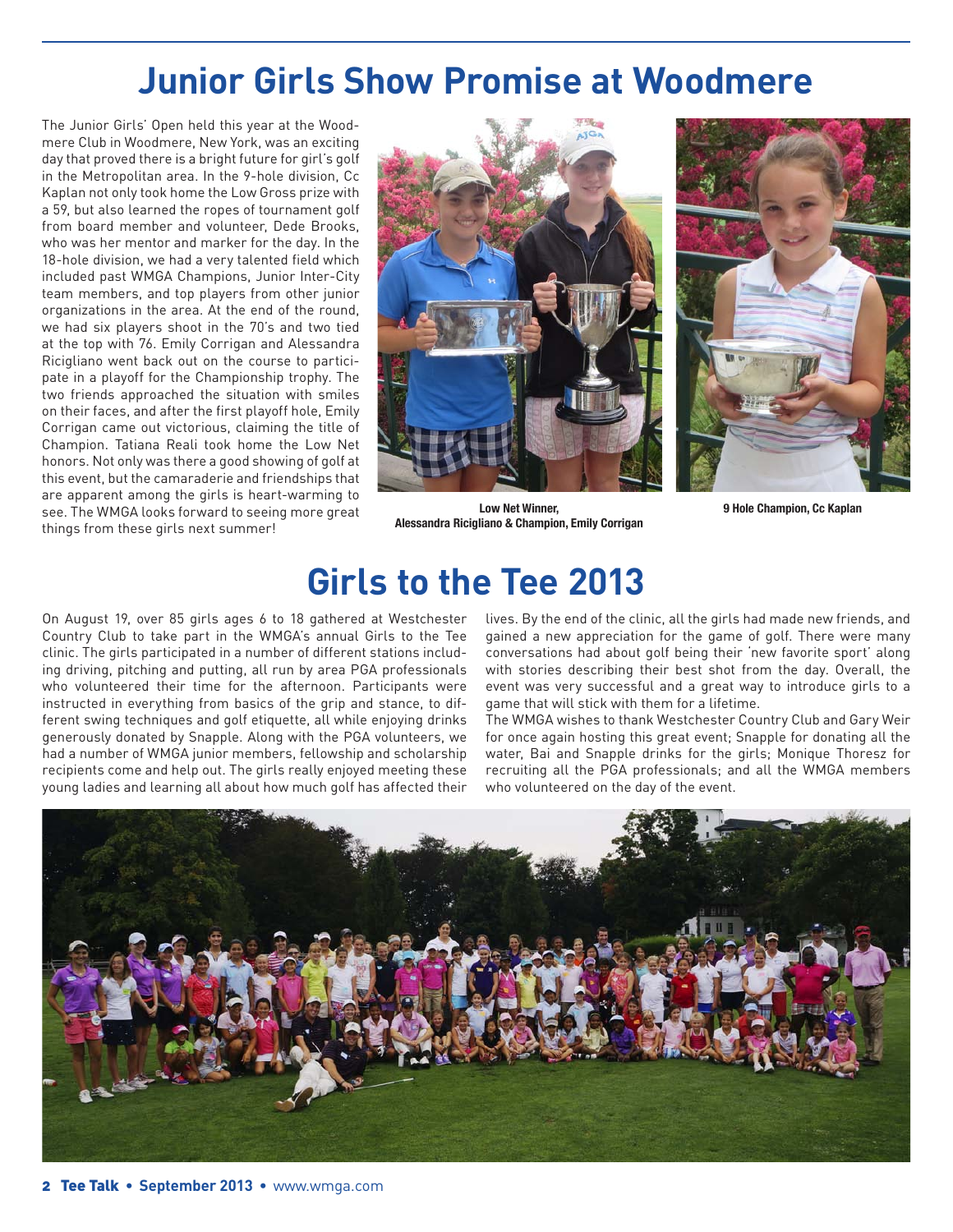# Junior Girls Show Promise at Woodmere

The Junior Girls' Open held this year at the Woodmere Club in Woodmere, New York, was an exciting day that proved there is a bright future for girl's golf in the Metropolitan area. In the 9-hole division, Cc Kaplan not only took home the Low Gross prize with a 59, but also learned the ropes of tournament golf from board member and volunteer, Dede Brooks, who was her mentor and marker for the day. In the 18-hole division, we had a very talented field which included past WMGA Champions, Junior Inter-City team members, and top players from other junior organizations in the area. At the end of the round, we had six players shoot in the 70's and two tied at the top with 76. Emily Corrigan and Alessandra Ricigliano went back out on the course to participate in a playoff for the Championship trophy. The two friends approached the situation with smiles on their faces, and after the first playoff hole, Emily Corrigan came out victorious, claiming the title of Champion. Tatiana Reali took home the Low Net honors. Not only was there a good showing of golf at this event, but the camaraderie and friendships that are apparent among the girls is heart-warming to see. The WMGA looks forward to seeing more great things from these girls next summer!

**Low Net Winner, Alessandra Ricigliano & Champion, Emily Corrigan**

**9 Hole Champion, Cc Kaplan**

# Girls to the Tee 2013

On August 19, over 85 girls ages 6 to 18 gathered at Westchester Country Club to take part in the WMGA's annual Girls to the Tee clinic. The girls participated in a number of different stations including driving, pitching and putting, all run by area PGA professionals who volunteered their time for the afternoon. Participants were instructed in everything from basics of the grip and stance, to different swing techniques and golf etiquette, all while enjoying drinks generously donated by Snapple. Along with the PGA volunteers, we had a number of WMGA junior members, fellowship and scholarship recipients come and help out. The girls really enjoyed meeting these young ladies and learning all about how much golf has affected their lives. By the end of the clinic, all the girls had made new friends, and gained a new appreciation for the game of golf. There were many conversations had about golf being their 'new favorite sport' along with stories describing their best shot from the day. Overall, the event was very successful and a great way to introduce girls to a game that will stick with them for a lifetime.

The WMGA wishes to thank Westchester Country Club and Gary Weir for once again hosting this great event; Snapple for donating all the water, Bai and Snapple drinks for the girls; Monique Thoresz for recruiting all the PGA professionals; and all the WMGA members who volunteered on the day of the event.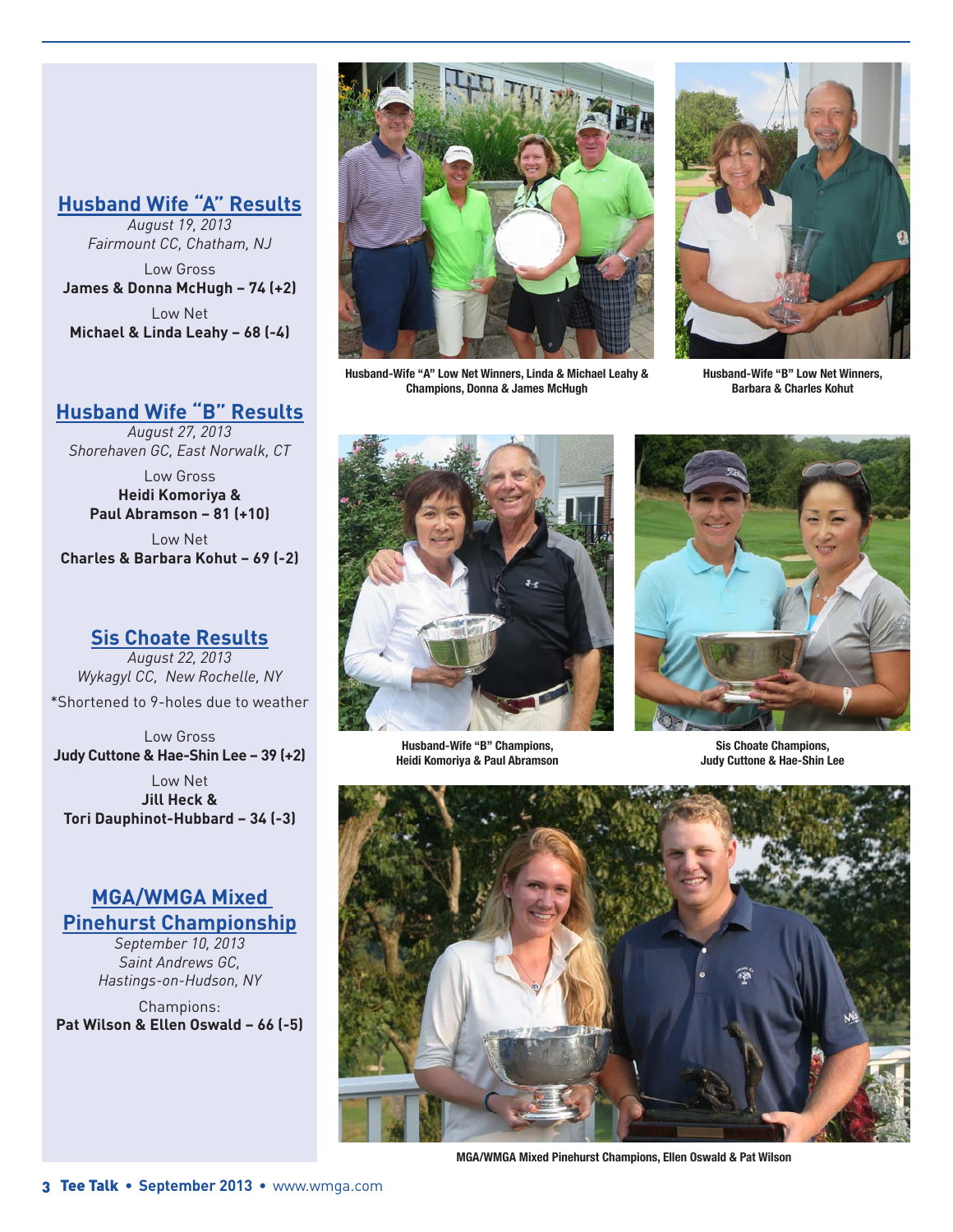## Husband Wife "A" Results

*August 19, 2013*
*Fairmount CC, Chatham, NJ*

Low Gross
**James & Donna McHugh – 74 (+2)**

Low Net
**Michael & Linda Leahy – 68 (-4)**

## Husband Wife "B" Results

*August 27, 2013*
*Shorehaven GC, East Norwalk, CT*

Low Gross
**Heidi Komoriya & Paul Abramson – 81 (+10)**

Low Net
**Charles & Barbara Kohut – 69 (-2)**

## Sis Choate Results

*August 22, 2013*
*Wykagyl CC, New Rochelle, NY*

*Shortened to 9-holes due to weather

Low Gross
**Judy Cuttone & Hae-Shin Lee – 39 (+2)**

Low Net
**Jill Heck & Tori Dauphinot-Hubbard – 34 (-3)**

## MGA/WMGA Mixed Pinehurst Championship

*September 10, 2013*
*Saint Andrews GC, Hastings-on-Hudson, NY*

Champions:
**Pat Wilson & Ellen Oswald – 66 (-5)**

Husband-Wife "A" Low Net Winners, Linda & Michael Leahy & Champions, Donna & James McHugh

Husband-Wife "B" Low Net Winners, Barbara & Charles Kohut

Husband-Wife "B" Champions, Heidi Komoriya & Paul Abramson

Sis Choate Champions, Judy Cuttone & Hae-Shin Lee

MGA/WMGA Mixed Pinehurst Champions, Ellen Oswald & Pat Wilson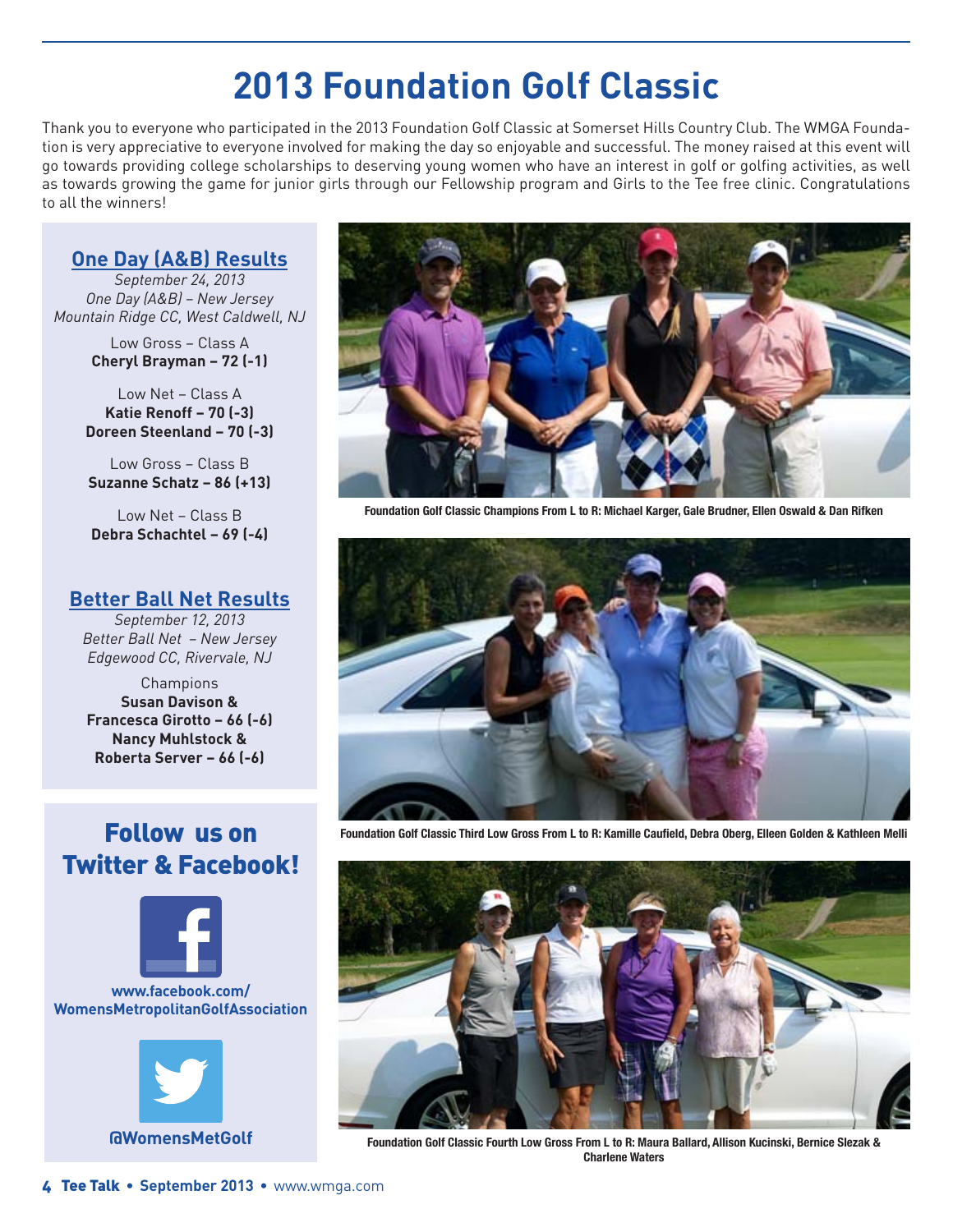# 2013 Foundation Golf Classic

Thank you to everyone who participated in the 2013 Foundation Golf Classic at Somerset Hills Country Club. The WMGA Foundation is very appreciative to everyone involved for making the day so enjoyable and successful. The money raised at this event will go towards providing college scholarships to deserving young women who have an interest in golf or golfing activities, as well as towards growing the game for junior girls through our Fellowship program and Girls to the Tee free clinic. Congratulations to all the winners!

## One Day (A&B) Results

*September 24, 2013*
*One Day (A&B) – New Jersey*
*Mountain Ridge CC, West Caldwell, NJ*

Low Gross – Class A
**Cheryl Brayman – 72 (-1)**

Low Net – Class A
**Katie Renoff – 70 (-3)**
**Doreen Steenland – 70 (-3)**

Low Gross – Class B
**Suzanne Schatz – 86 (+13)**

Low Net – Class B
**Debra Schachtel – 69 (-4)**

## Better Ball Net Results

*September 12, 2013*
*Better Ball Net – New Jersey*
*Edgewood CC, Rivervale, NJ*

Champions
**Susan Davison & Francesca Girotto – 66 (-6)**
**Nancy Muhlstock & Roberta Server – 66 (-6)**

## Follow us on Twitter & Facebook!

www.facebook.com/WomensMetropolitanGolfAssociation

@WomensMetGolf

**Foundation Golf Classic Champions From L to R: Michael Karger, Gale Brudner, Ellen Oswald & Dan Rifken**

**Foundation Golf Classic Third Low Gross From L to R: Kamille Caufield, Debra Oberg, Elleen Golden & Kathleen Melli**

**Foundation Golf Classic Fourth Low Gross From L to R: Maura Ballard, Allison Kucinski, Bernice Slezak & Charlene Waters**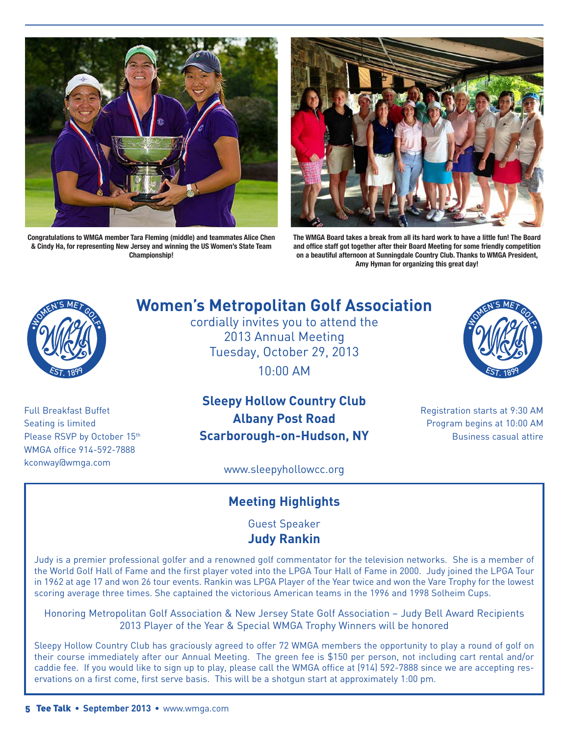Congratulations to WMGA member Tara Fleming (middle) and teammates Alice Chen & Cindy Ha, for representing New Jersey and winning the US Women's State Team Championship!

The WMGA Board takes a break from all its hard work to have a little fun! The Board and office staff got together after their Board Meeting for some friendly competition on a beautiful afternoon at Sunningdale Country Club. Thanks to WMGA President, Amy Hyman for organizing this great day!

# Women's Metropolitan Golf Association

cordially invites you to attend the
2013 Annual Meeting
Tuesday, October 29, 2013
10:00 AM

**Sleepy Hollow Country Club**
**Albany Post Road**
**Scarborough-on-Hudson, NY**

www.sleepyhollowcc.org

Full Breakfast Buffet
Seating is limited
Please RSVP by October 15th
WMGA office 914-592-7888
kconway@wmga.com

Registration starts at 9:30 AM
Program begins at 10:00 AM
Business casual attire

## Meeting Highlights

Guest Speaker
**Judy Rankin**

Judy is a premier professional golfer and a renowned golf commentator for the television networks. She is a member of the World Golf Hall of Fame and the first player voted into the LPGA Tour Hall of Fame in 2000. Judy joined the LPGA Tour in 1962 at age 17 and won 26 tour events. Rankin was LPGA Player of the Year twice and won the Vare Trophy for the lowest scoring average three times. She captained the victorious American teams in the 1996 and 1998 Solheim Cups.

Honoring Metropolitan Golf Association & New Jersey State Golf Association – Judy Bell Award Recipients
2013 Player of the Year & Special WMGA Trophy Winners will be honored

Sleepy Hollow Country Club has graciously agreed to offer 72 WMGA members the opportunity to play a round of golf on their course immediately after our Annual Meeting. The green fee is $150 per person, not including cart rental and/or caddie fee. If you would like to sign up to play, please call the WMGA office at (914) 592-7888 since we are accepting reservations on a first come, first serve basis. This will be a shotgun start at approximately 1:00 pm.